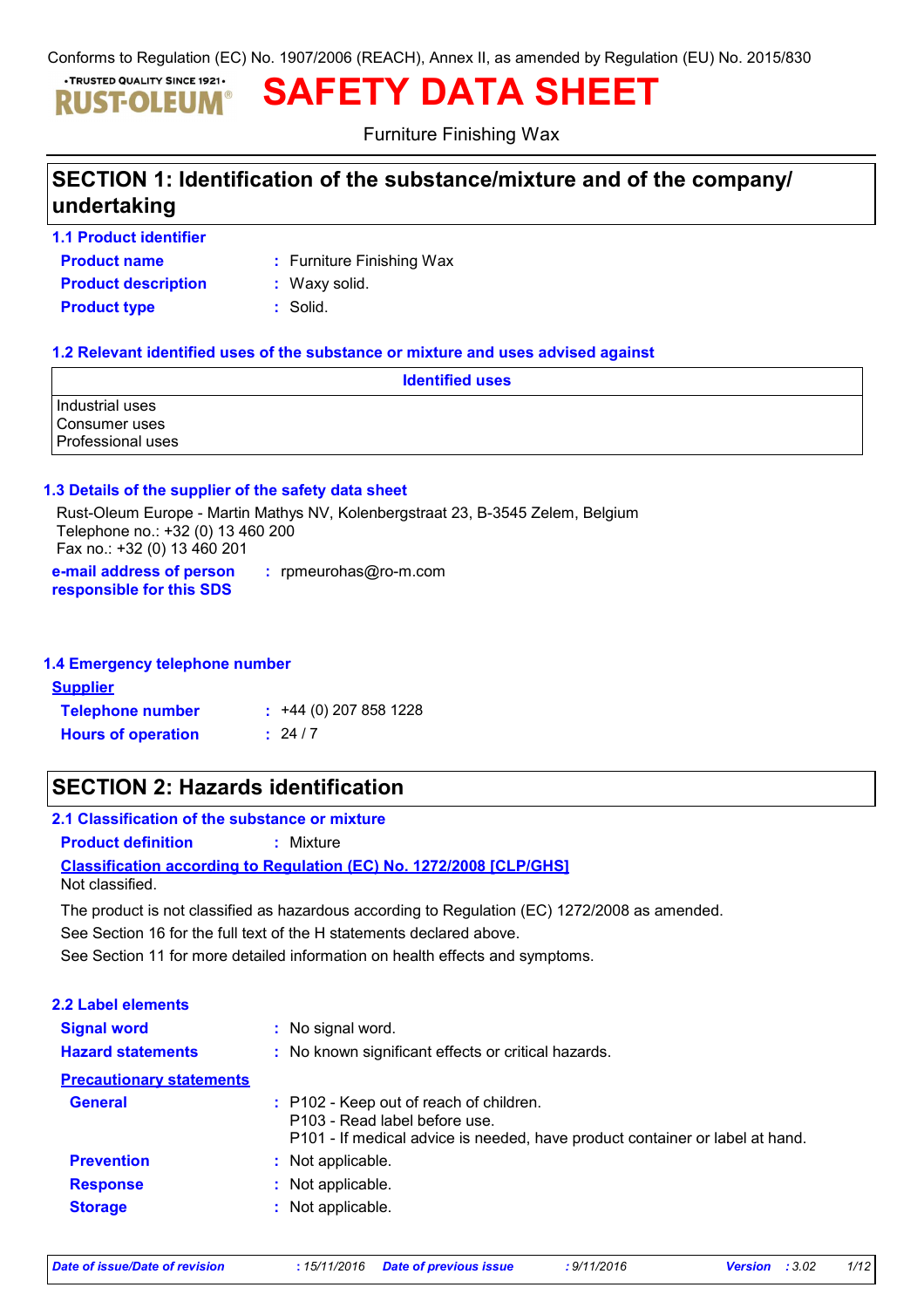Conforms to Regulation (EC) No. 1907/2006 (REACH), Annex II, as amended by Regulation (EU) No. 2015/830

•TRUSTED QUALITY SINCE 1921• RUST-OLEUM®

# SAFETY DATA SHEET

Furniture Finishing Wax

## SECTION 1: Identification of the substance/mixture and of the company/ undertaking

### 1.1 Product identifier

**Product name** : Furniture Finishing Wax

**Product description** : Waxy solid.

**Product type** : Solid.

### 1.2 Relevant identified uses of the substance or mixture and uses advised against

| Identified uses |
| --- |
| Industrial uses<br>Consumer uses<br>Professional uses |

### 1.3 Details of the supplier of the safety data sheet

Rust-Oleum Europe - Martin Mathys NV, Kolenbergstraat 23, B-3545 Zelem, Belgium
Telephone no.: +32 (0) 13 460 200
Fax no.: +32 (0) 13 460 201

**e-mail address of person responsible for this SDS** : rpmeurohas@ro-m.com

### 1.4 Emergency telephone number

**Supplier**

**Telephone number** : +44 (0) 207 858 1228

**Hours of operation** : 24 / 7

## SECTION 2: Hazards identification

### 2.1 Classification of the substance or mixture

**Product definition** : Mixture

**Classification according to Regulation (EC) No. 1272/2008 [CLP/GHS]**

Not classified.

The product is not classified as hazardous according to Regulation (EC) 1272/2008 as amended.

See Section 16 for the full text of the H statements declared above.

See Section 11 for more detailed information on health effects and symptoms.

### 2.2 Label elements

**Signal word** : No signal word.

**Hazard statements** : No known significant effects or critical hazards.

**Precautionary statements**

**General** : P102 - Keep out of reach of children.
P103 - Read label before use.
P101 - If medical advice is needed, have product container or label at hand.

**Prevention** : Not applicable.

**Response** : Not applicable.

**Storage** : Not applicable.

*Date of issue/Date of revision* : 15/11/2016 *Date of previous issue* : 9/11/2016 *Version* : 3.02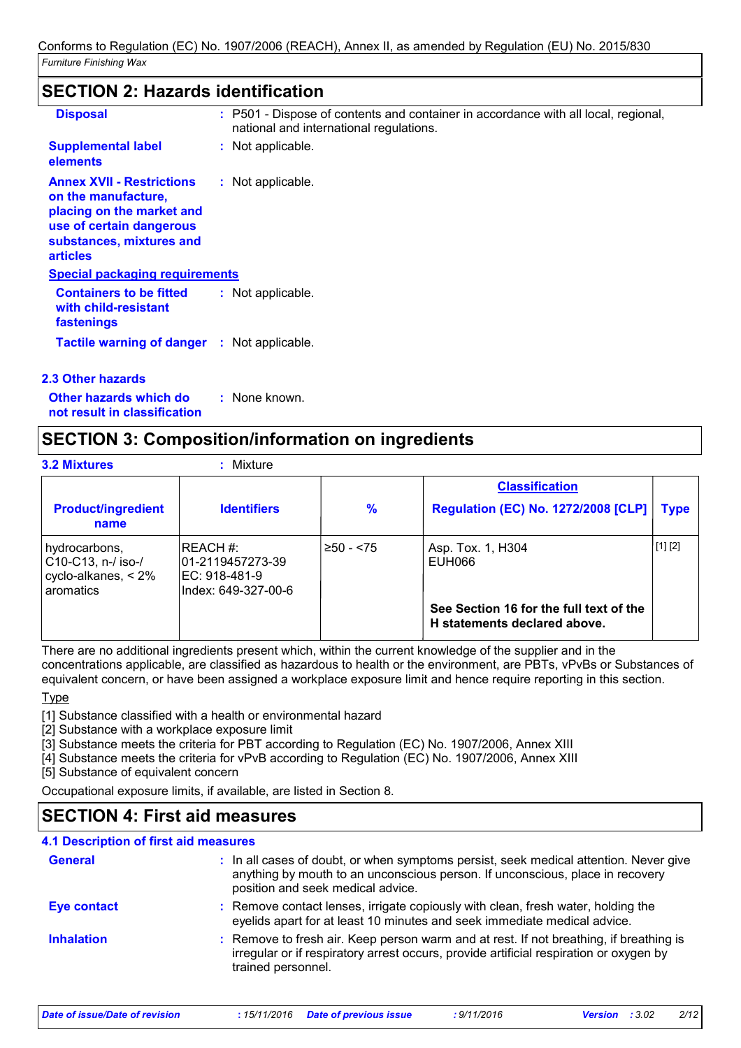## SECTION 2: Hazards identification

**Disposal** : P501 - Dispose of contents and container in accordance with all local, regional, national and international regulations.

**Supplemental label elements** : Not applicable.

**Annex XVII - Restrictions on the manufacture, placing on the market and use of certain dangerous substances, mixtures and articles** : Not applicable.

**Special packaging requirements**

**Containers to be fitted with child-resistant fastenings** : Not applicable.

**Tactile warning of danger** : Not applicable.

### 2.3 Other hazards

**Other hazards which do not result in classification** : None known.

## SECTION 3: Composition/information on ingredients

**3.2 Mixtures** : Mixture

| Product/ingredient name | Identifiers | % | Classification Regulation (EC) No. 1272/2008 [CLP] | Type |
|---|---|---|---|---|
| hydrocarbons, C10-C13, n-/ iso-/ cyclo-alkanes, < 2% aromatics | REACH #: 01-2119457273-39<br>EC: 918-481-9<br>Index: 649-327-00-6 | ≥50 - <75 | Asp. Tox. 1, H304<br>EUH066<br><br>**See Section 16 for the full text of the H statements declared above.** | [1] [2] |

There are no additional ingredients present which, within the current knowledge of the supplier and in the concentrations applicable, are classified as hazardous to health or the environment, are PBTs, vPvBs or Substances of equivalent concern, or have been assigned a workplace exposure limit and hence require reporting in this section.

Type

[1] Substance classified with a health or environmental hazard
[2] Substance with a workplace exposure limit
[3] Substance meets the criteria for PBT according to Regulation (EC) No. 1907/2006, Annex XIII
[4] Substance meets the criteria for vPvB according to Regulation (EC) No. 1907/2006, Annex XIII
[5] Substance of equivalent concern

Occupational exposure limits, if available, are listed in Section 8.

## SECTION 4: First aid measures

### 4.1 Description of first aid measures

**General** : In all cases of doubt, or when symptoms persist, seek medical attention. Never give anything by mouth to an unconscious person. If unconscious, place in recovery position and seek medical advice.

**Eye contact** : Remove contact lenses, irrigate copiously with clean, fresh water, holding the eyelids apart for at least 10 minutes and seek immediate medical advice.

**Inhalation** : Remove to fresh air. Keep person warm and at rest. If not breathing, if breathing is irregular or if respiratory arrest occurs, provide artificial respiration or oxygen by trained personnel.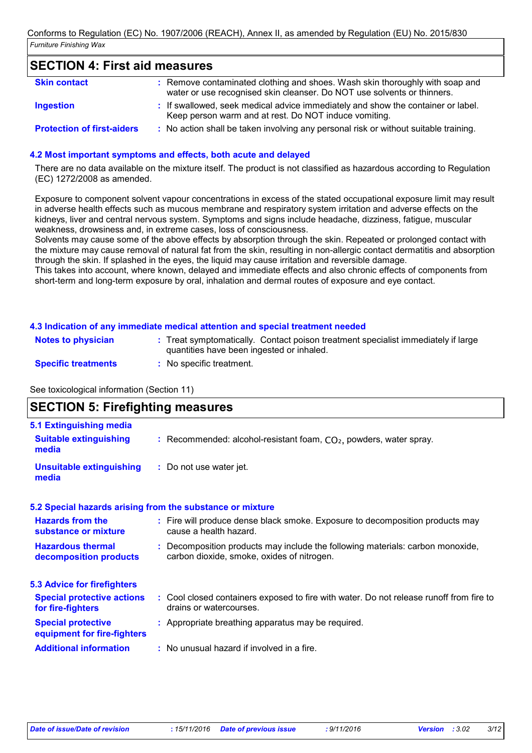## SECTION 4: First aid measures

| | |
|---|---|
| **Skin contact** | : Remove contaminated clothing and shoes. Wash skin thoroughly with soap and water or use recognised skin cleanser. Do NOT use solvents or thinners. |
| **Ingestion** | : If swallowed, seek medical advice immediately and show the container or label. Keep person warm and at rest. Do NOT induce vomiting. |
| **Protection of first-aiders** | : No action shall be taken involving any personal risk or without suitable training. |

### 4.2 Most important symptoms and effects, both acute and delayed

There are no data available on the mixture itself. The product is not classified as hazardous according to Regulation (EC) 1272/2008 as amended.

Exposure to component solvent vapour concentrations in excess of the stated occupational exposure limit may result in adverse health effects such as mucous membrane and respiratory system irritation and adverse effects on the kidneys, liver and central nervous system. Symptoms and signs include headache, dizziness, fatigue, muscular weakness, drowsiness and, in extreme cases, loss of consciousness.
Solvents may cause some of the above effects by absorption through the skin. Repeated or prolonged contact with the mixture may cause removal of natural fat from the skin, resulting in non-allergic contact dermatitis and absorption through the skin. If splashed in the eyes, the liquid may cause irritation and reversible damage.
This takes into account, where known, delayed and immediate effects and also chronic effects of components from short-term and long-term exposure by oral, inhalation and dermal routes of exposure and eye contact.

### 4.3 Indication of any immediate medical attention and special treatment needed

| | |
|---|---|
| **Notes to physician** | : Treat symptomatically. Contact poison treatment specialist immediately if large quantities have been ingested or inhaled. |
| **Specific treatments** | : No specific treatment. |

See toxicological information (Section 11)

## SECTION 5: Firefighting measures

### 5.1 Extinguishing media

| | |
|---|---|
| **Suitable extinguishing media** | : Recommended: alcohol-resistant foam, $CO_2$, powders, water spray. |
| **Unsuitable extinguishing media** | : Do not use water jet. |

### 5.2 Special hazards arising from the substance or mixture

| | |
|---|---|
| **Hazards from the substance or mixture** | : Fire will produce dense black smoke. Exposure to decomposition products may cause a health hazard. |
| **Hazardous thermal decomposition products** | : Decomposition products may include the following materials: carbon monoxide, carbon dioxide, smoke, oxides of nitrogen. |

### 5.3 Advice for firefighters

| | |
|---|---|
| **Special protective actions for fire-fighters** | : Cool closed containers exposed to fire with water. Do not release runoff from fire to drains or watercourses. |
| **Special protective equipment for fire-fighters** | : Appropriate breathing apparatus may be required. |
| **Additional information** | : No unusual hazard if involved in a fire. |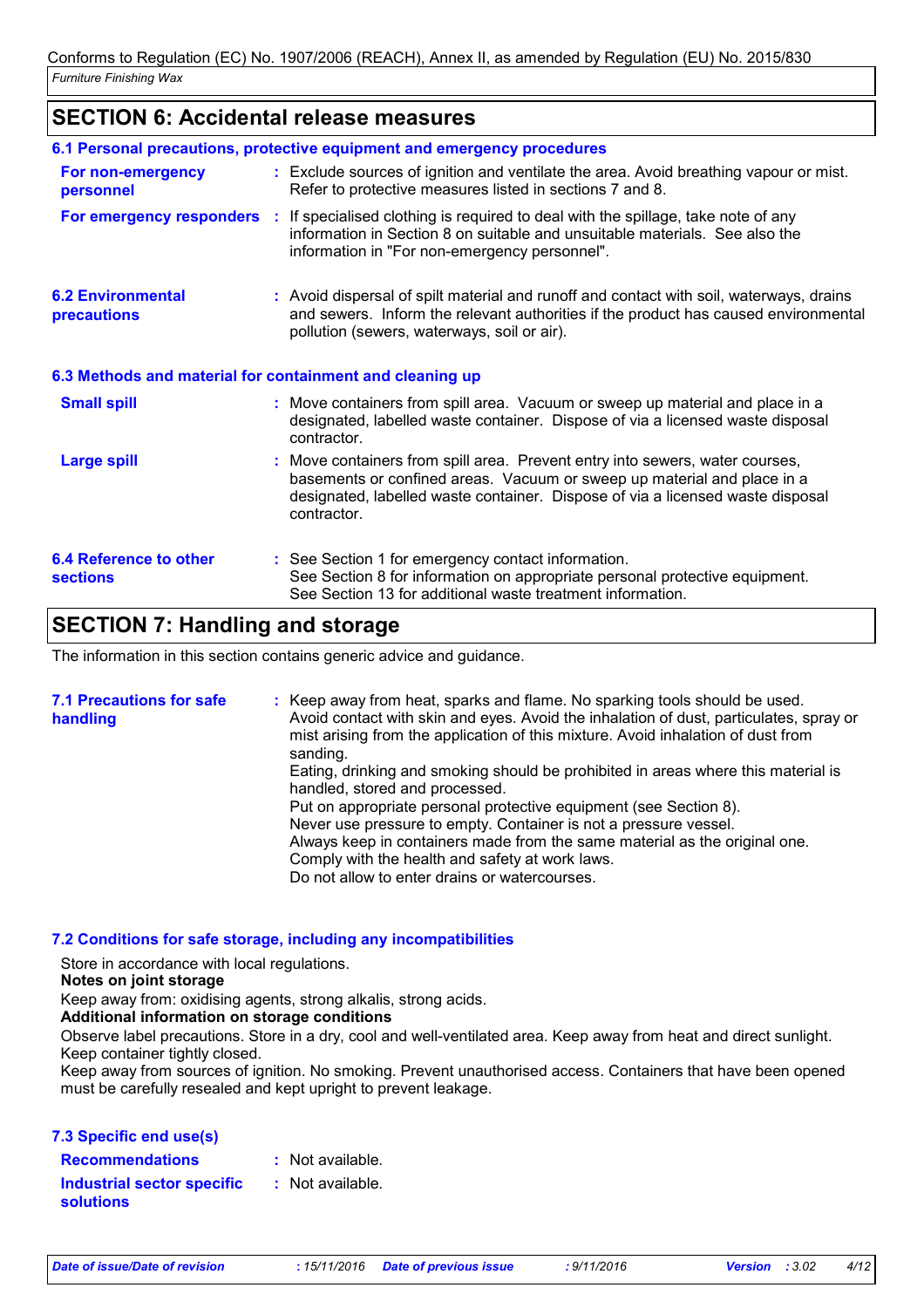## SECTION 6: Accidental release measures

### 6.1 Personal precautions, protective equipment and emergency procedures

**For non-emergency personnel** : Exclude sources of ignition and ventilate the area. Avoid breathing vapour or mist. Refer to protective measures listed in sections 7 and 8.

**For emergency responders** : If specialised clothing is required to deal with the spillage, take note of any information in Section 8 on suitable and unsuitable materials. See also the information in "For non-emergency personnel".

### 6.2 Environmental precautions

: Avoid dispersal of spilt material and runoff and contact with soil, waterways, drains and sewers. Inform the relevant authorities if the product has caused environmental pollution (sewers, waterways, soil or air).

### 6.3 Methods and material for containment and cleaning up

**Small spill** : Move containers from spill area. Vacuum or sweep up material and place in a designated, labelled waste container. Dispose of via a licensed waste disposal contractor.

**Large spill** : Move containers from spill area. Prevent entry into sewers, water courses, basements or confined areas. Vacuum or sweep up material and place in a designated, labelled waste container. Dispose of via a licensed waste disposal contractor.

### 6.4 Reference to other sections

: See Section 1 for emergency contact information.
See Section 8 for information on appropriate personal protective equipment.
See Section 13 for additional waste treatment information.

## SECTION 7: Handling and storage

The information in this section contains generic advice and guidance.

### 7.1 Precautions for safe handling

: Keep away from heat, sparks and flame. No sparking tools should be used.
Avoid contact with skin and eyes. Avoid the inhalation of dust, particulates, spray or mist arising from the application of this mixture. Avoid inhalation of dust from sanding.
Eating, drinking and smoking should be prohibited in areas where this material is handled, stored and processed.
Put on appropriate personal protective equipment (see Section 8).
Never use pressure to empty. Container is not a pressure vessel.
Always keep in containers made from the same material as the original one.
Comply with the health and safety at work laws.
Do not allow to enter drains or watercourses.

### 7.2 Conditions for safe storage, including any incompatibilities

Store in accordance with local regulations.

**Notes on joint storage**

Keep away from: oxidising agents, strong alkalis, strong acids.

**Additional information on storage conditions**

Observe label precautions. Store in a dry, cool and well-ventilated area. Keep away from heat and direct sunlight. Keep container tightly closed.
Keep away from sources of ignition. No smoking. Prevent unauthorised access. Containers that have been opened must be carefully resealed and kept upright to prevent leakage.

### 7.3 Specific end use(s)

**Recommendations** : Not available.

**Industrial sector specific solutions** : Not available.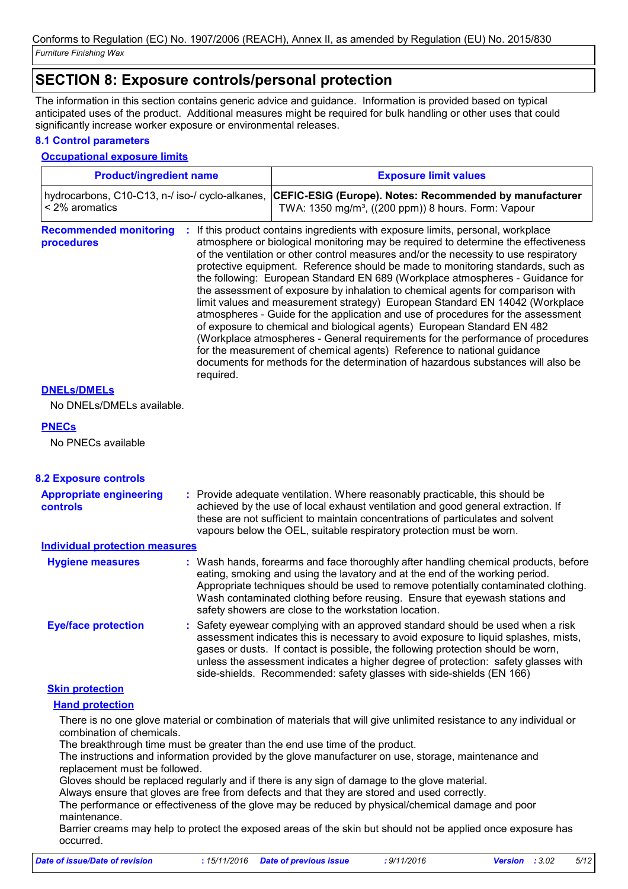## SECTION 8: Exposure controls/personal protection

The information in this section contains generic advice and guidance. Information is provided based on typical anticipated uses of the product. Additional measures might be required for bulk handling or other uses that could significantly increase worker exposure or environmental releases.

### 8.1 Control parameters

#### Occupational exposure limits

| Product/ingredient name | Exposure limit values |
|---|---|
| hydrocarbons, C10-C13, n-/ iso-/ cyclo-alkanes, < 2% aromatics | **CEFIC-ESIG (Europe). Notes: Recommended by manufacturer** TWA: 1350 mg/m³, ((200 ppm)) 8 hours. Form: Vapour |

**Recommended monitoring procedures** : If this product contains ingredients with exposure limits, personal, workplace atmosphere or biological monitoring may be required to determine the effectiveness of the ventilation or other control measures and/or the necessity to use respiratory protective equipment. Reference should be made to monitoring standards, such as the following: European Standard EN 689 (Workplace atmospheres - Guidance for the assessment of exposure by inhalation to chemical agents for comparison with limit values and measurement strategy) European Standard EN 14042 (Workplace atmospheres - Guide for the application and use of procedures for the assessment of exposure to chemical and biological agents) European Standard EN 482 (Workplace atmospheres - General requirements for the performance of procedures for the measurement of chemical agents) Reference to national guidance documents for methods for the determination of hazardous substances will also be required.

#### DNELs/DMELs

No DNELs/DMELs available.

#### PNECs

No PNECs available

### 8.2 Exposure controls

**Appropriate engineering controls** : Provide adequate ventilation. Where reasonably practicable, this should be achieved by the use of local exhaust ventilation and good general extraction. If these are not sufficient to maintain concentrations of particulates and solvent vapours below the OEL, suitable respiratory protection must be worn.

#### Individual protection measures

**Hygiene measures** : Wash hands, forearms and face thoroughly after handling chemical products, before eating, smoking and using the lavatory and at the end of the working period. Appropriate techniques should be used to remove potentially contaminated clothing. Wash contaminated clothing before reusing. Ensure that eyewash stations and safety showers are close to the workstation location.

**Eye/face protection** : Safety eyewear complying with an approved standard should be used when a risk assessment indicates this is necessary to avoid exposure to liquid splashes, mists, gases or dusts. If contact is possible, the following protection should be worn, unless the assessment indicates a higher degree of protection: safety glasses with side-shields. Recommended: safety glasses with side-shields (EN 166)

#### Skin protection

##### Hand protection

There is no one glove material or combination of materials that will give unlimited resistance to any individual or combination of chemicals.
The breakthrough time must be greater than the end use time of the product.
The instructions and information provided by the glove manufacturer on use, storage, maintenance and replacement must be followed.
Gloves should be replaced regularly and if there is any sign of damage to the glove material.
Always ensure that gloves are free from defects and that they are stored and used correctly.
The performance or effectiveness of the glove may be reduced by physical/chemical damage and poor maintenance.
Barrier creams may help to protect the exposed areas of the skin but should not be applied once exposure has occurred.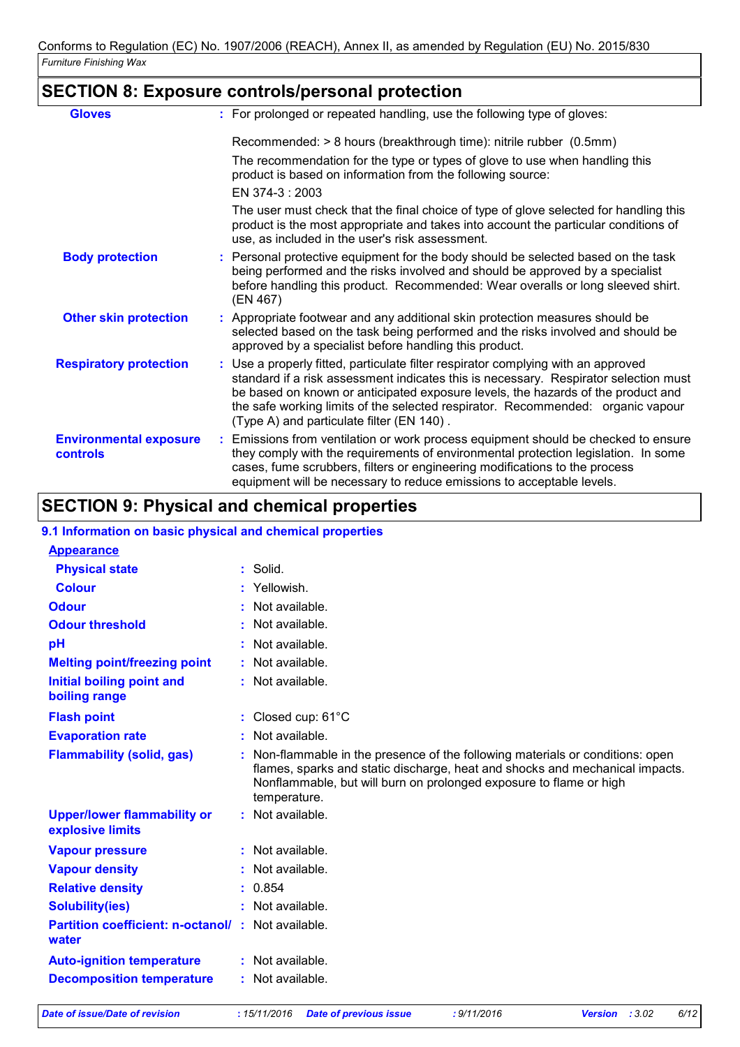## SECTION 8: Exposure controls/personal protection

| | |
|---|---|
| **Gloves** | : For prolonged or repeated handling, use the following type of gloves:<br><br>Recommended: > 8 hours (breakthrough time): nitrile rubber (0.5mm)<br>The recommendation for the type or types of glove to use when handling this product is based on information from the following source:<br>EN 374-3 : 2003<br>The user must check that the final choice of type of glove selected for handling this product is the most appropriate and takes into account the particular conditions of use, as included in the user's risk assessment. |
| **Body protection** | : Personal protective equipment for the body should be selected based on the task being performed and the risks involved and should be approved by a specialist before handling this product. Recommended: Wear overalls or long sleeved shirt. (EN 467) |
| **Other skin protection** | : Appropriate footwear and any additional skin protection measures should be selected based on the task being performed and the risks involved and should be approved by a specialist before handling this product. |
| **Respiratory protection** | : Use a properly fitted, particulate filter respirator complying with an approved standard if a risk assessment indicates this is necessary. Respirator selection must be based on known or anticipated exposure levels, the hazards of the product and the safe working limits of the selected respirator. Recommended: organic vapour (Type A) and particulate filter (EN 140) . |
| **Environmental exposure controls** | : Emissions from ventilation or work process equipment should be checked to ensure they comply with the requirements of environmental protection legislation. In some cases, fume scrubbers, filters or engineering modifications to the process equipment will be necessary to reduce emissions to acceptable levels. |

## SECTION 9: Physical and chemical properties

### 9.1 Information on basic physical and chemical properties

**Appearance**

| | |
|---|---|
| **Physical state** | : Solid. |
| **Colour** | : Yellowish. |
| **Odour** | : Not available. |
| **Odour threshold** | : Not available. |
| **pH** | : Not available. |
| **Melting point/freezing point** | : Not available. |
| **Initial boiling point and boiling range** | : Not available. |
| **Flash point** | : Closed cup: 61°C |
| **Evaporation rate** | : Not available. |
| **Flammability (solid, gas)** | : Non-flammable in the presence of the following materials or conditions: open flames, sparks and static discharge, heat and shocks and mechanical impacts. Nonflammable, but will burn on prolonged exposure to flame or high temperature. |
| **Upper/lower flammability or explosive limits** | : Not available. |
| **Vapour pressure** | : Not available. |
| **Vapour density** | : Not available. |
| **Relative density** | : 0.854 |
| **Solubility(ies)** | : Not available. |
| **Partition coefficient: n-octanol/ water** | : Not available. |
| **Auto-ignition temperature** | : Not available. |
| **Decomposition temperature** | : Not available. |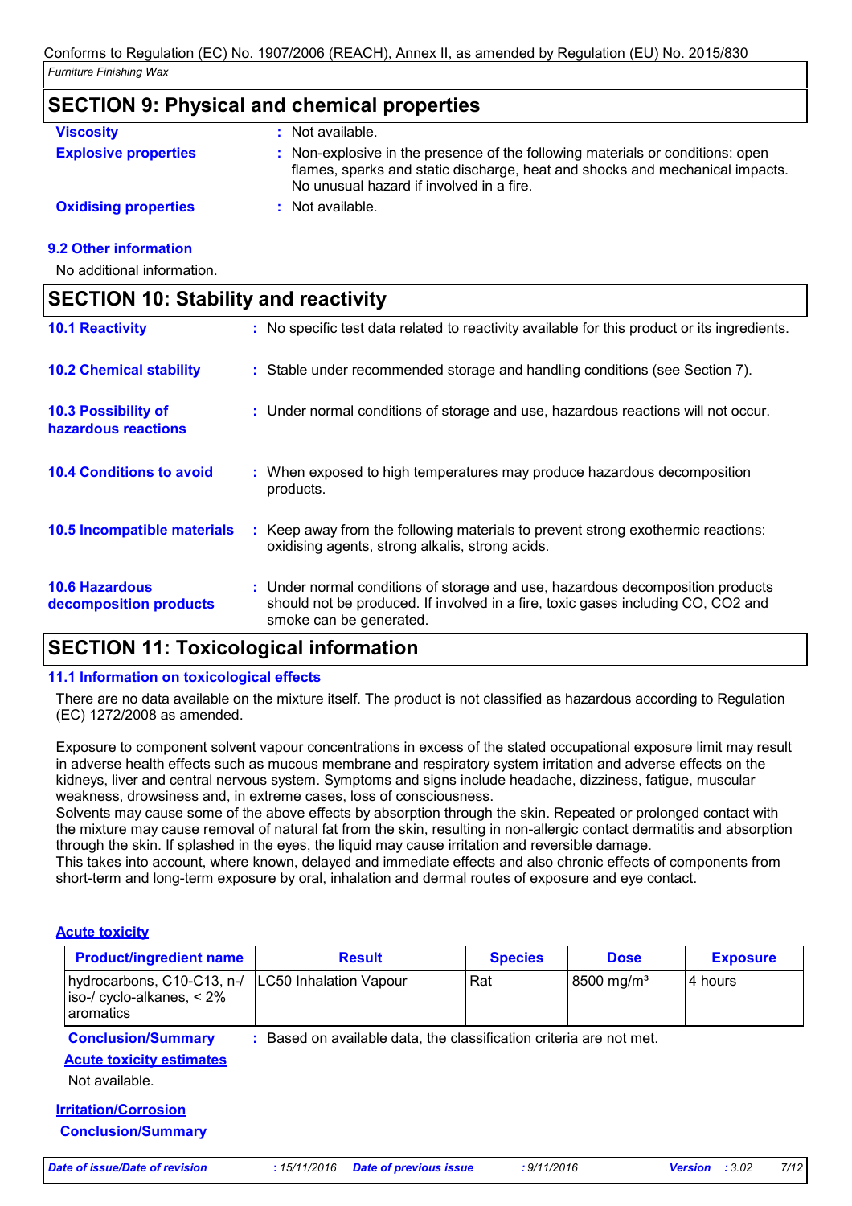## SECTION 9: Physical and chemical properties

| | | |
|---|---|---|
| **Viscosity** | : | Not available. |
| **Explosive properties** | : | Non-explosive in the presence of the following materials or conditions: open flames, sparks and static discharge, heat and shocks and mechanical impacts. No unusual hazard if involved in a fire. |
| **Oxidising properties** | : | Not available. |

### 9.2 Other information

No additional information.

## SECTION 10: Stability and reactivity

| | | |
|---|---|---|
| **10.1 Reactivity** | : | No specific test data related to reactivity available for this product or its ingredients. |
| **10.2 Chemical stability** | : | Stable under recommended storage and handling conditions (see Section 7). |
| **10.3 Possibility of hazardous reactions** | : | Under normal conditions of storage and use, hazardous reactions will not occur. |
| **10.4 Conditions to avoid** | : | When exposed to high temperatures may produce hazardous decomposition products. |
| **10.5 Incompatible materials** | : | Keep away from the following materials to prevent strong exothermic reactions: oxidising agents, strong alkalis, strong acids. |
| **10.6 Hazardous decomposition products** | : | Under normal conditions of storage and use, hazardous decomposition products should not be produced. If involved in a fire, toxic gases including CO, CO2 and smoke can be generated. |

## SECTION 11: Toxicological information

### 11.1 Information on toxicological effects

There are no data available on the mixture itself. The product is not classified as hazardous according to Regulation (EC) 1272/2008 as amended.

Exposure to component solvent vapour concentrations in excess of the stated occupational exposure limit may result in adverse health effects such as mucous membrane and respiratory system irritation and adverse effects on the kidneys, liver and central nervous system. Symptoms and signs include headache, dizziness, fatigue, muscular weakness, drowsiness and, in extreme cases, loss of consciousness.
Solvents may cause some of the above effects by absorption through the skin. Repeated or prolonged contact with the mixture may cause removal of natural fat from the skin, resulting in non-allergic contact dermatitis and absorption through the skin. If splashed in the eyes, the liquid may cause irritation and reversible damage.
This takes into account, where known, delayed and immediate effects and also chronic effects of components from short-term and long-term exposure by oral, inhalation and dermal routes of exposure and eye contact.

**Acute toxicity**

| Product/ingredient name | Result | Species | Dose | Exposure |
|---|---|---|---|---|
| hydrocarbons, C10-C13, n-/ iso-/ cyclo-alkanes, < 2% aromatics | LC50 Inhalation Vapour | Rat | 8500 mg/m³ | 4 hours |

**Conclusion/Summary** : Based on available data, the classification criteria are not met.

**Acute toxicity estimates**

Not available.

**Irritation/Corrosion**

**Conclusion/Summary**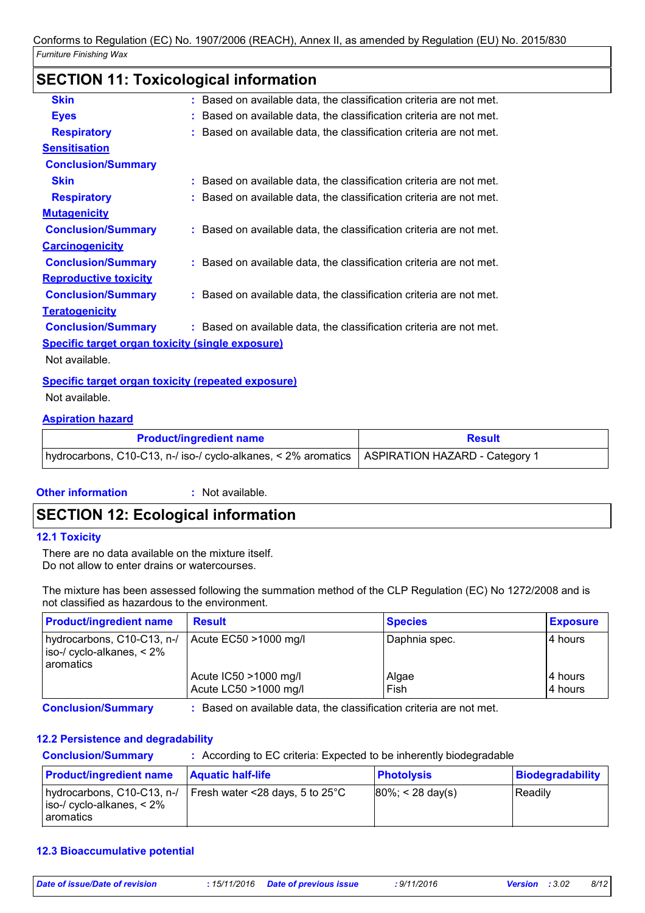## SECTION 11: Toxicological information

**Skin** : Based on available data, the classification criteria are not met.
**Eyes** : Based on available data, the classification criteria are not met.
**Respiratory** : Based on available data, the classification criteria are not met.

**Sensitisation**

**Conclusion/Summary**

**Skin** : Based on available data, the classification criteria are not met.
**Respiratory** : Based on available data, the classification criteria are not met.

**Mutagenicity**

**Conclusion/Summary** : Based on available data, the classification criteria are not met.

**Carcinogenicity**

**Conclusion/Summary** : Based on available data, the classification criteria are not met.

**Reproductive toxicity**

**Conclusion/Summary** : Based on available data, the classification criteria are not met.

**Teratogenicity**

**Conclusion/Summary** : Based on available data, the classification criteria are not met.

**Specific target organ toxicity (single exposure)**

Not available.

**Specific target organ toxicity (repeated exposure)**

Not available.

**Aspiration hazard**

| Product/ingredient name | Result |
|---|---|
| hydrocarbons, C10-C13, n-/ iso-/ cyclo-alkanes, < 2% aromatics | ASPIRATION HAZARD - Category 1 |

**Other information** : Not available.

## SECTION 12: Ecological information

### 12.1 Toxicity

There are no data available on the mixture itself.
Do not allow to enter drains or watercourses.

The mixture has been assessed following the summation method of the CLP Regulation (EC) No 1272/2008 and is not classified as hazardous to the environment.

| Product/ingredient name | Result | Species | Exposure |
|---|---|---|---|
| hydrocarbons, C10-C13, n-/ iso-/ cyclo-alkanes, < 2% aromatics | Acute EC50 >1000 mg/l | Daphnia spec. | 4 hours |
| | Acute IC50 >1000 mg/l | Algae | 4 hours |
| | Acute LC50 >1000 mg/l | Fish | 4 hours |

**Conclusion/Summary** : Based on available data, the classification criteria are not met.

### 12.2 Persistence and degradability

**Conclusion/Summary** : According to EC criteria: Expected to be inherently biodegradable

| Product/ingredient name | Aquatic half-life | Photolysis | Biodegradability |
|---|---|---|---|
| hydrocarbons, C10-C13, n-/ iso-/ cyclo-alkanes, < 2% aromatics | Fresh water <28 days, 5 to 25°C | 80%; < 28 day(s) | Readily |

### 12.3 Bioaccumulative potential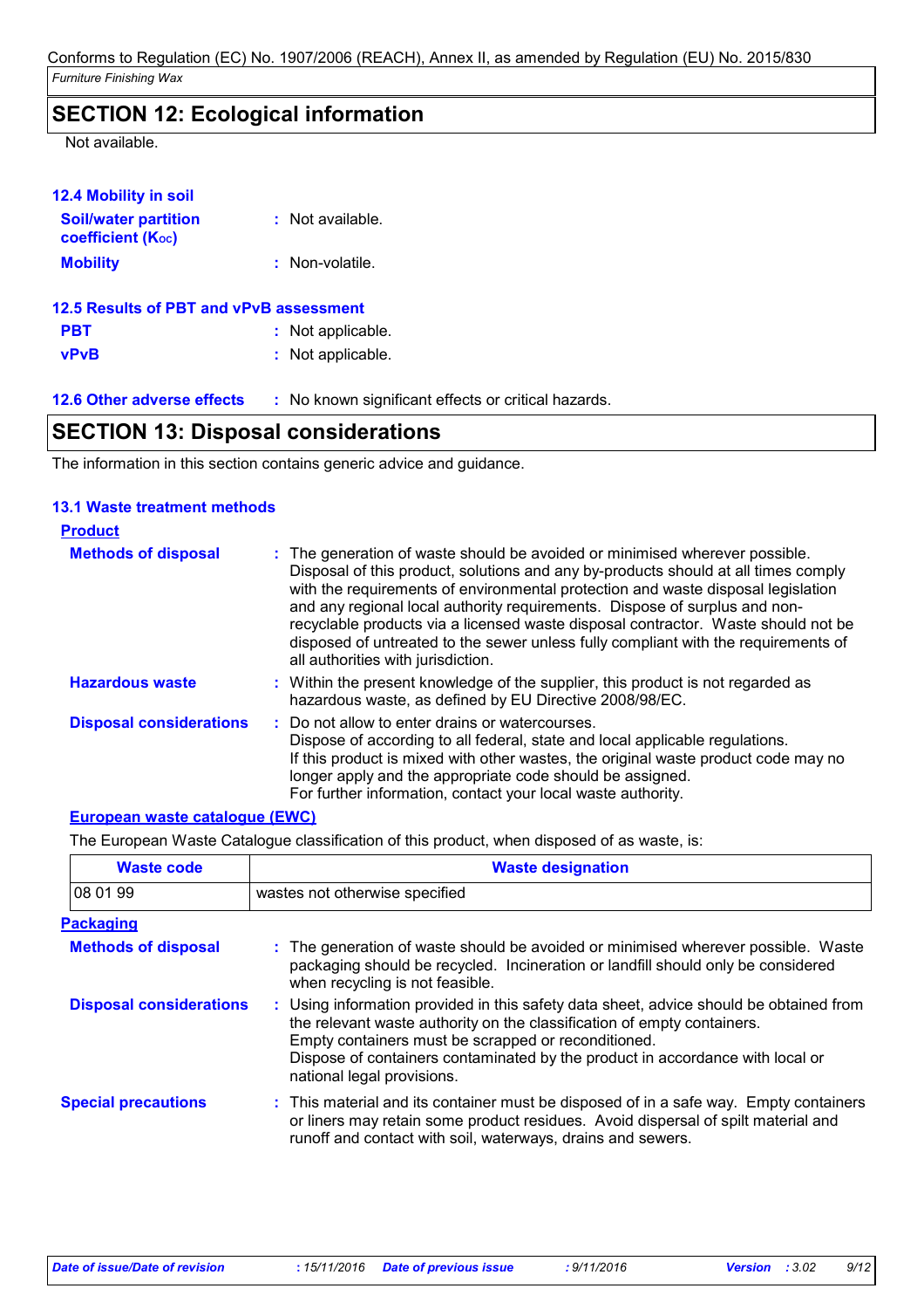## SECTION 12: Ecological information

Not available.

### 12.4 Mobility in soil

**Soil/water partition coefficient ($K_{OC}$)** : Not available.

**Mobility** : Non-volatile.

### 12.5 Results of PBT and vPvB assessment

**PBT** : Not applicable.

**vPvB** : Not applicable.

### 12.6 Other adverse effects

: No known significant effects or critical hazards.

## SECTION 13: Disposal considerations

The information in this section contains generic advice and guidance.

### 13.1 Waste treatment methods

**Product**

**Methods of disposal** : The generation of waste should be avoided or minimised wherever possible. Disposal of this product, solutions and any by-products should at all times comply with the requirements of environmental protection and waste disposal legislation and any regional local authority requirements. Dispose of surplus and non-recyclable products via a licensed waste disposal contractor. Waste should not be disposed of untreated to the sewer unless fully compliant with the requirements of all authorities with jurisdiction.

**Hazardous waste** : Within the present knowledge of the supplier, this product is not regarded as hazardous waste, as defined by EU Directive 2008/98/EC.

**Disposal considerations** : Do not allow to enter drains or watercourses.
Dispose of according to all federal, state and local applicable regulations.
If this product is mixed with other wastes, the original waste product code may no longer apply and the appropriate code should be assigned.
For further information, contact your local waste authority.

**European waste catalogue (EWC)**

The European Waste Catalogue classification of this product, when disposed of as waste, is:

| Waste code | Waste designation |
|---|---|
| 08 01 99 | wastes not otherwise specified |

**Packaging**

**Methods of disposal** : The generation of waste should be avoided or minimised wherever possible. Waste packaging should be recycled. Incineration or landfill should only be considered when recycling is not feasible.

**Disposal considerations** : Using information provided in this safety data sheet, advice should be obtained from the relevant waste authority on the classification of empty containers.
Empty containers must be scrapped or reconditioned.
Dispose of containers contaminated by the product in accordance with local or national legal provisions.

**Special precautions** : This material and its container must be disposed of in a safe way. Empty containers or liners may retain some product residues. Avoid dispersal of spilt material and runoff and contact with soil, waterways, drains and sewers.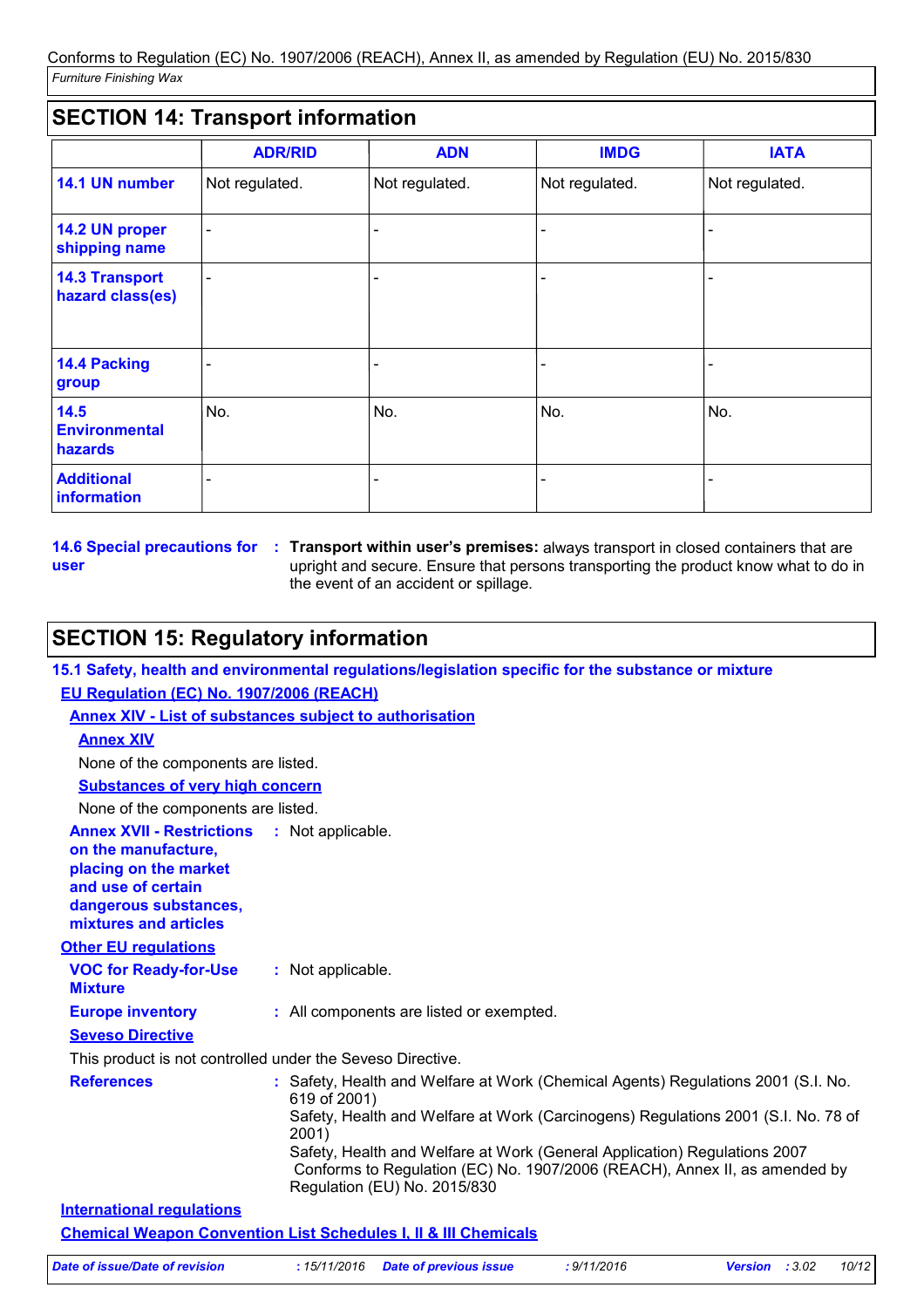## SECTION 14: Transport information

| | ADR/RID | ADN | IMDG | IATA |
|---|---|---|---|---|
| **14.1 UN number** | Not regulated. | Not regulated. | Not regulated. | Not regulated. |
| **14.2 UN proper shipping name** | - | - | - | - |
| **14.3 Transport hazard class(es)** | - | - | - | - |
| **14.4 Packing group** | - | - | - | - |
| **14.5 Environmental hazards** | No. | No. | No. | No. |
| **Additional information** | - | - | - | - |

**14.6 Special precautions for user** : **Transport within user's premises:** always transport in closed containers that are upright and secure. Ensure that persons transporting the product know what to do in the event of an accident or spillage.

## SECTION 15: Regulatory information

### 15.1 Safety, health and environmental regulations/legislation specific for the substance or mixture

**EU Regulation (EC) No. 1907/2006 (REACH)**

**Annex XIV - List of substances subject to authorisation**

**Annex XIV**

None of the components are listed.

**Substances of very high concern**

None of the components are listed.

**Annex XVII - Restrictions on the manufacture, placing on the market and use of certain dangerous substances, mixtures and articles** : Not applicable.

**Other EU regulations**

**VOC for Ready-for-Use Mixture** : Not applicable.

**Europe inventory** : All components are listed or exempted.

**Seveso Directive**

This product is not controlled under the Seveso Directive.

**References** : Safety, Health and Welfare at Work (Chemical Agents) Regulations 2001 (S.I. No. 619 of 2001)
Safety, Health and Welfare at Work (Carcinogens) Regulations 2001 (S.I. No. 78 of 2001)
Safety, Health and Welfare at Work (General Application) Regulations 2007
Conforms to Regulation (EC) No. 1907/2006 (REACH), Annex II, as amended by Regulation (EU) No. 2015/830

**International regulations**

**Chemical Weapon Convention List Schedules I, II & III Chemicals**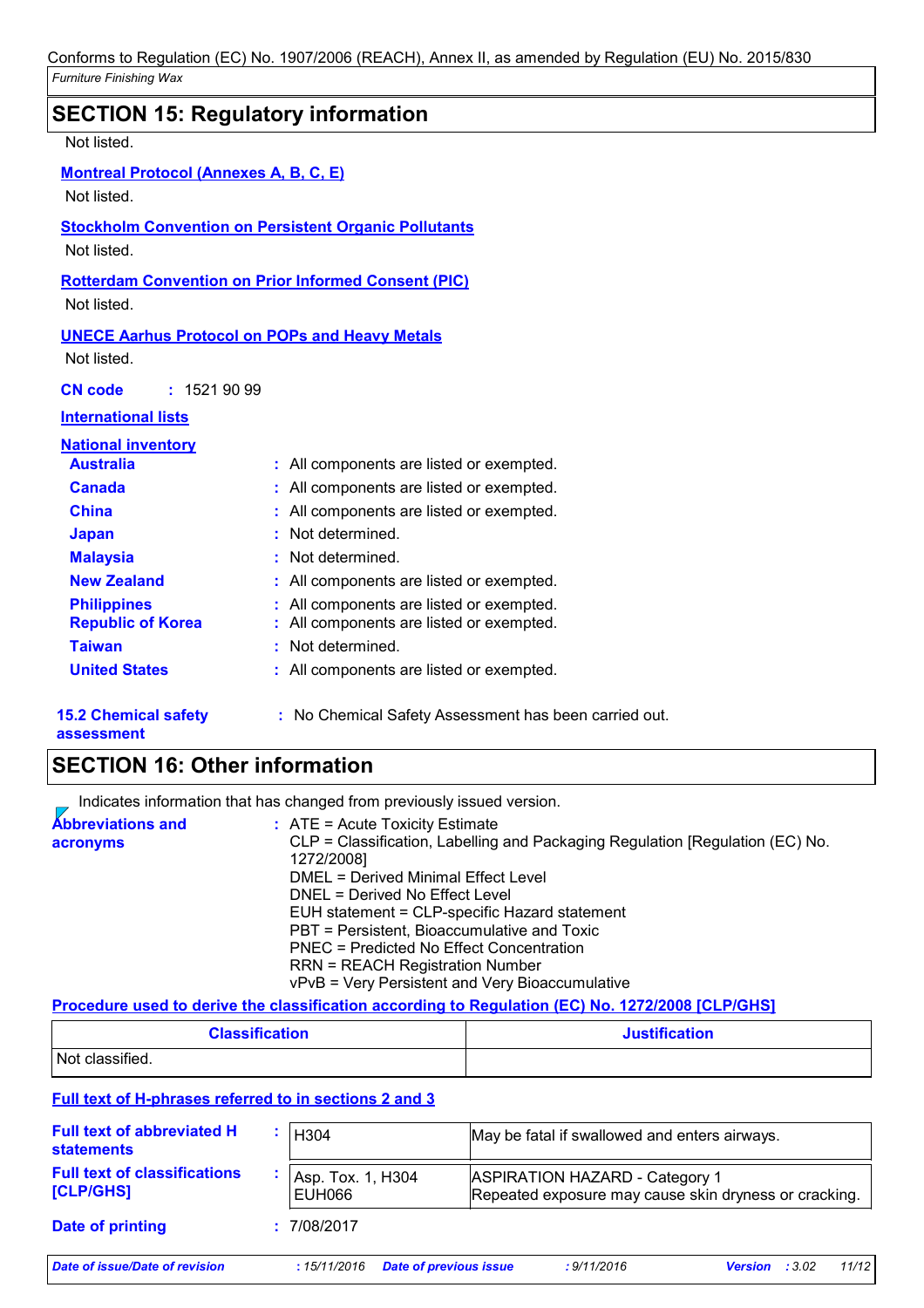## SECTION 15: Regulatory information

Not listed.

**Montreal Protocol (Annexes A, B, C, E)**

Not listed.

**Stockholm Convention on Persistent Organic Pollutants**

Not listed.

**Rotterdam Convention on Prior Informed Consent (PIC)**

Not listed.

**UNECE Aarhus Protocol on POPs and Heavy Metals**

Not listed.

**CN code** : 1521 90 99

**International lists**

**National inventory**

| | |
|---|---|
| **Australia** | : All components are listed or exempted. |
| **Canada** | : All components are listed or exempted. |
| **China** | : All components are listed or exempted. |
| **Japan** | : Not determined. |
| **Malaysia** | : Not determined. |
| **New Zealand** | : All components are listed or exempted. |
| **Philippines** | : All components are listed or exempted. |
| **Republic of Korea** | : All components are listed or exempted. |
| **Taiwan** | : Not determined. |
| **United States** | : All components are listed or exempted. |

**15.2 Chemical safety assessment** : No Chemical Safety Assessment has been carried out.

## SECTION 16: Other information

Indicates information that has changed from previously issued version.

**Abbreviations and acronyms** :
ATE = Acute Toxicity Estimate
CLP = Classification, Labelling and Packaging Regulation [Regulation (EC) No. 1272/2008]
DMEL = Derived Minimal Effect Level
DNEL = Derived No Effect Level
EUH statement = CLP-specific Hazard statement
PBT = Persistent, Bioaccumulative and Toxic
PNEC = Predicted No Effect Concentration
RRN = REACH Registration Number
vPvB = Very Persistent and Very Bioaccumulative

**Procedure used to derive the classification according to Regulation (EC) No. 1272/2008 [CLP/GHS]**

| Classification | Justification |
|---|---|
| Not classified. | |

**Full text of H-phrases referred to in sections 2 and 3**

**Full text of abbreviated H statements** :

| | |
|---|---|
| H304 | May be fatal if swallowed and enters airways. |

**Full text of classifications [CLP/GHS]** :

| | |
|---|---|
| Asp. Tox. 1, H304<br>EUH066 | ASPIRATION HAZARD - Category 1<br>Repeated exposure may cause skin dryness or cracking. |

**Date of printing** : 7/08/2017

*Date of issue/Date of revision : 15/11/2016 Date of previous issue : 9/11/2016 Version : 3.02*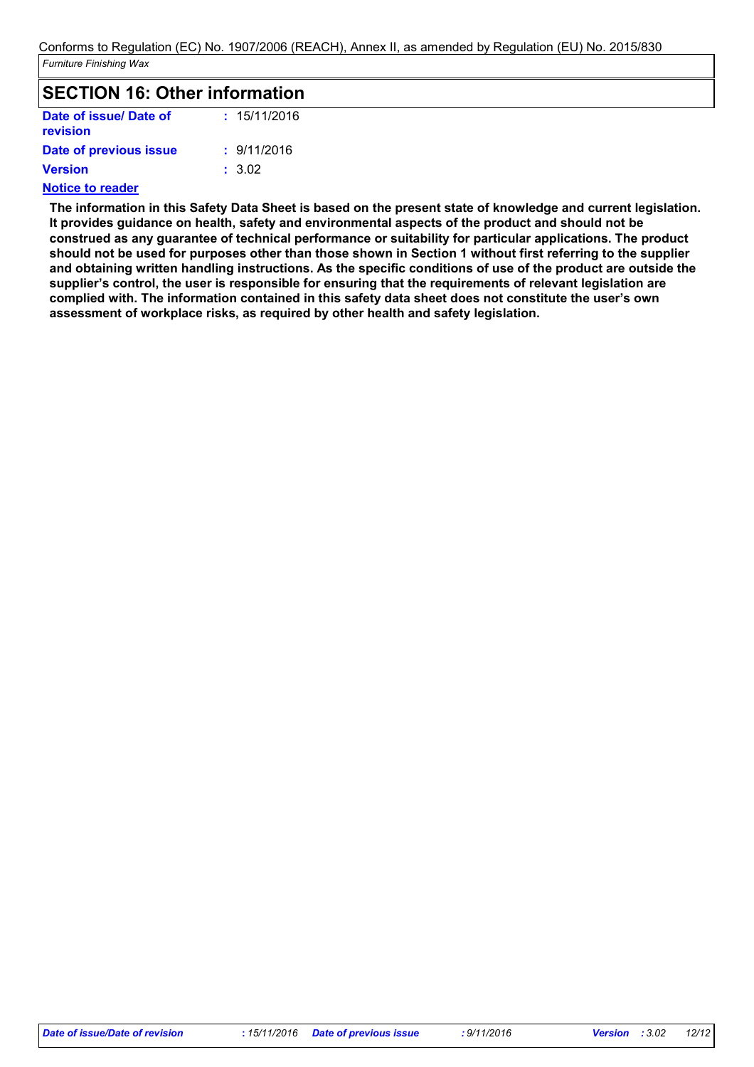## SECTION 16: Other information

| | |
|---|---|
| **Date of issue/ Date of revision** | : 15/11/2016 |
| **Date of previous issue** | : 9/11/2016 |
| **Version** | : 3.02 |

**Notice to reader**

**The information in this Safety Data Sheet is based on the present state of knowledge and current legislation. It provides guidance on health, safety and environmental aspects of the product and should not be construed as any guarantee of technical performance or suitability for particular applications. The product should not be used for purposes other than those shown in Section 1 without first referring to the supplier and obtaining written handling instructions. As the specific conditions of use of the product are outside the supplier's control, the user is responsible for ensuring that the requirements of relevant legislation are complied with. The information contained in this safety data sheet does not constitute the user's own assessment of workplace risks, as required by other health and safety legislation.**